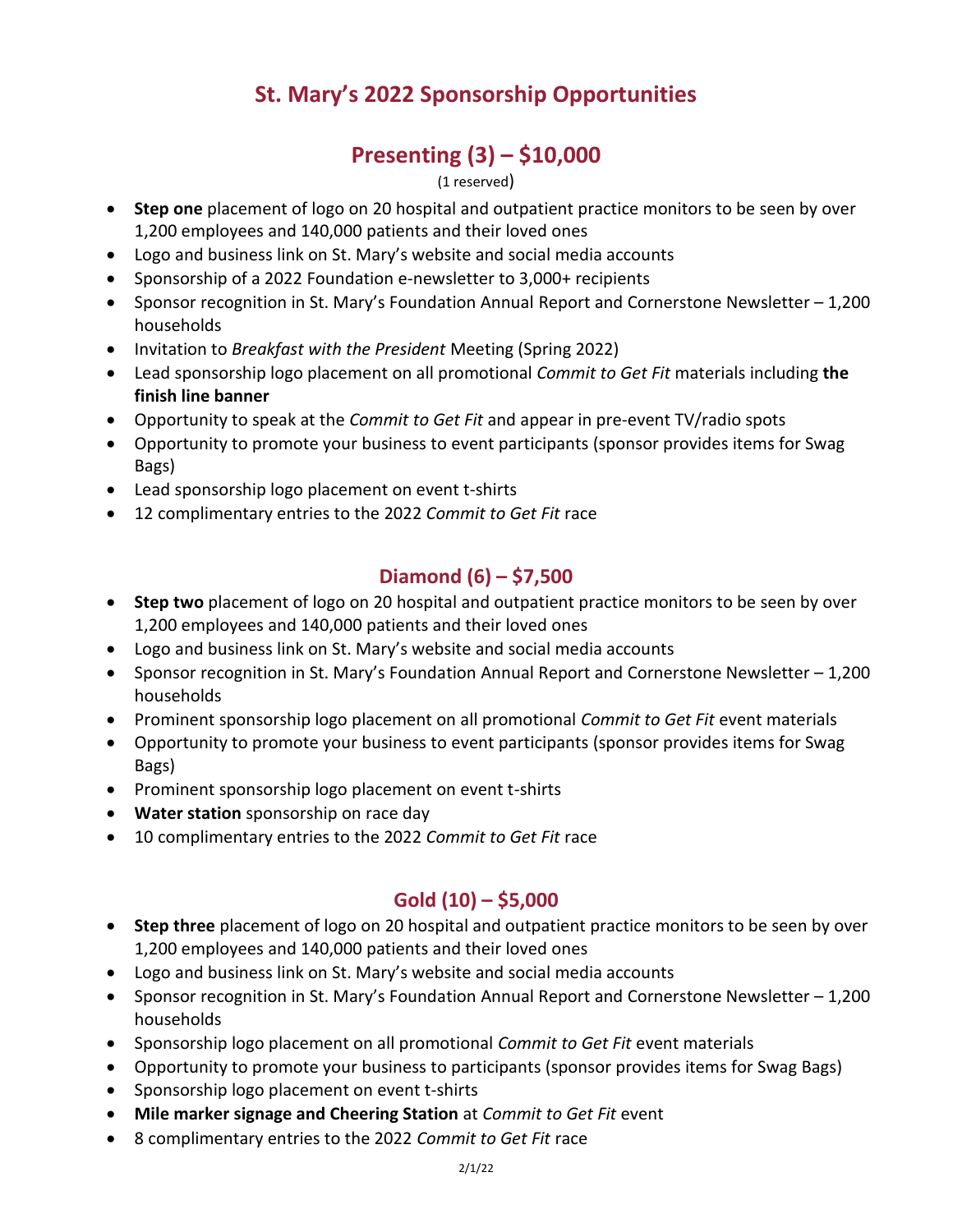# St. Mary's 2022 Sponsorship Opportunities

## Presenting (3) – $10,000

(1 reserved)

- **Step one** placement of logo on 20 hospital and outpatient practice monitors to be seen by over 1,200 employees and 140,000 patients and their loved ones
- Logo and business link on St. Mary's website and social media accounts
- Sponsorship of a 2022 Foundation e-newsletter to 3,000+ recipients
- Sponsor recognition in St. Mary's Foundation Annual Report and Cornerstone Newsletter – 1,200 households
- Invitation to *Breakfast with the President* Meeting (Spring 2022)
- Lead sponsorship logo placement on all promotional *Commit to Get Fit* materials including **the finish line banner**
- Opportunity to speak at the *Commit to Get Fit* and appear in pre-event TV/radio spots
- Opportunity to promote your business to event participants (sponsor provides items for Swag Bags)
- Lead sponsorship logo placement on event t-shirts
- 12 complimentary entries to the 2022 *Commit to Get Fit* race

## Diamond (6) – $7,500

- **Step two** placement of logo on 20 hospital and outpatient practice monitors to be seen by over 1,200 employees and 140,000 patients and their loved ones
- Logo and business link on St. Mary's website and social media accounts
- Sponsor recognition in St. Mary's Foundation Annual Report and Cornerstone Newsletter – 1,200 households
- Prominent sponsorship logo placement on all promotional *Commit to Get Fit* event materials
- Opportunity to promote your business to event participants (sponsor provides items for Swag Bags)
- Prominent sponsorship logo placement on event t-shirts
- **Water station** sponsorship on race day
- 10 complimentary entries to the 2022 *Commit to Get Fit* race

## Gold (10) – $5,000

- **Step three** placement of logo on 20 hospital and outpatient practice monitors to be seen by over 1,200 employees and 140,000 patients and their loved ones
- Logo and business link on St. Mary's website and social media accounts
- Sponsor recognition in St. Mary's Foundation Annual Report and Cornerstone Newsletter – 1,200 households
- Sponsorship logo placement on all promotional *Commit to Get Fit* event materials
- Opportunity to promote your business to participants (sponsor provides items for Swag Bags)
- Sponsorship logo placement on event t-shirts
- **Mile marker signage and Cheering Station** at *Commit to Get Fit* event
- 8 complimentary entries to the 2022 *Commit to Get Fit* race

2/1/22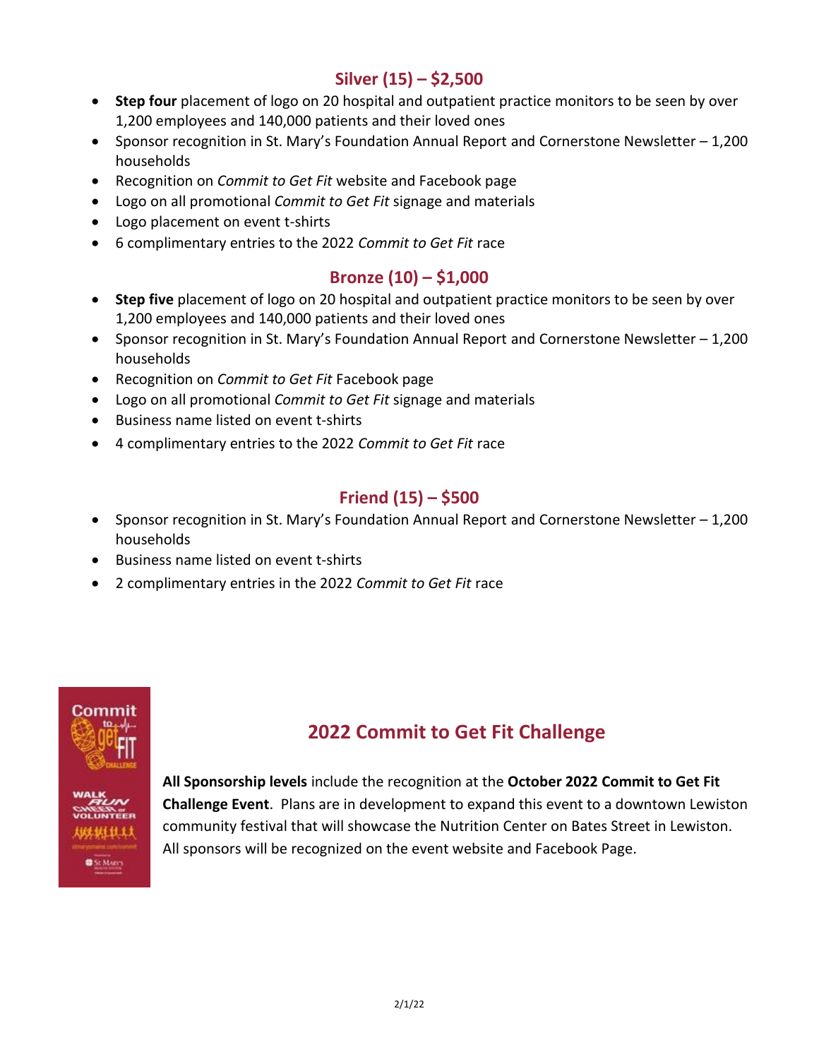## Silver (15) – $2,500

- **Step four** placement of logo on 20 hospital and outpatient practice monitors to be seen by over 1,200 employees and 140,000 patients and their loved ones
- Sponsor recognition in St. Mary's Foundation Annual Report and Cornerstone Newsletter – 1,200 households
- Recognition on *Commit to Get Fit* website and Facebook page
- Logo on all promotional *Commit to Get Fit* signage and materials
- Logo placement on event t-shirts
- 6 complimentary entries to the 2022 *Commit to Get Fit* race

## Bronze (10) – $1,000

- **Step five** placement of logo on 20 hospital and outpatient practice monitors to be seen by over 1,200 employees and 140,000 patients and their loved ones
- Sponsor recognition in St. Mary's Foundation Annual Report and Cornerstone Newsletter – 1,200 households
- Recognition on *Commit to Get Fit* Facebook page
- Logo on all promotional *Commit to Get Fit* signage and materials
- Business name listed on event t-shirts
- 4 complimentary entries to the 2022 *Commit to Get Fit* race

## Friend (15) – $500

- Sponsor recognition in St. Mary's Foundation Annual Report and Cornerstone Newsletter – 1,200 households
- Business name listed on event t-shirts
- 2 complimentary entries in the 2022 *Commit to Get Fit* race

## 2022 Commit to Get Fit Challenge

**All Sponsorship levels** include the recognition at the **October 2022 Commit to Get Fit Challenge Event**. Plans are in development to expand this event to a downtown Lewiston community festival that will showcase the Nutrition Center on Bates Street in Lewiston. All sponsors will be recognized on the event website and Facebook Page.

2/1/22